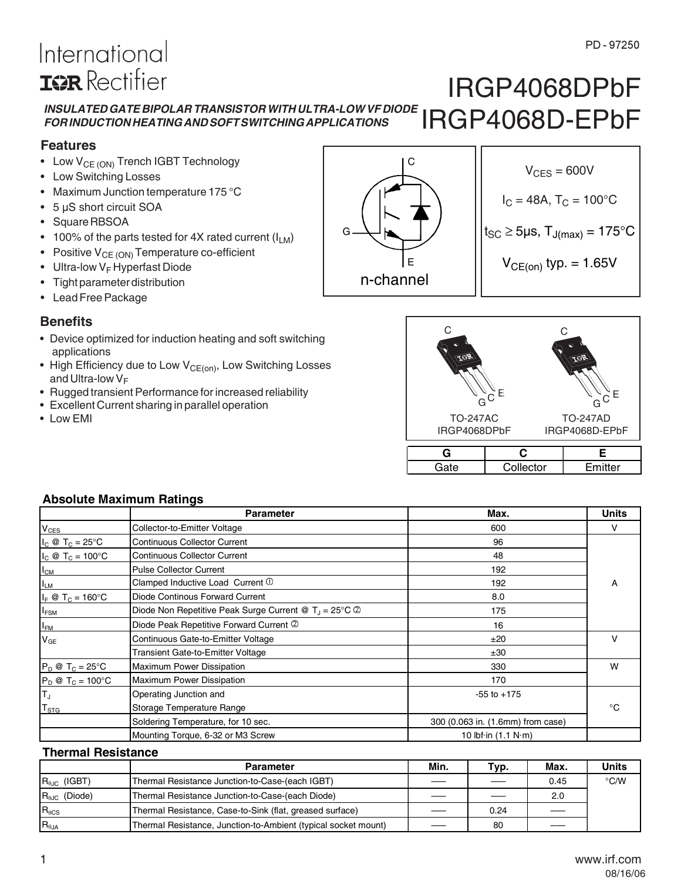International
IOR Rectifier

PD - 97250

# IRGP4068DPbF
# IRGP4068D-EPbF

***INSULATED GATE BIPOLAR TRANSISTOR WITH ULTRA-LOW VF DIODE FOR INDUCTION HEATING AND SOFT SWITCHING APPLICATIONS***

## Features

- Low $V_{CE\ (ON)}$ Trench IGBT Technology
- Low Switching Losses
- Maximum Junction temperature 175 °C
- 5 µS short circuit SOA
- Square RBSOA
- 100% of the parts tested for 4X rated current ($I_{LM}$)
- Positive $V_{CE\ (ON)}$ Temperature co-efficient
- Ultra-low $V_F$ Hyperfast Diode
- Tight parameter distribution
- Lead Free Package

C
G
E
n-channel

$V_{CES}$ = 600V

$I_C$ = 48A, $T_C$ = 100°C

$t_{SC} \geq$ 5µs, $T_{J(max)}$ = 175°C

$V_{CE(on)}$ typ. = 1.65V

## Benefits

- Device optimized for induction heating and soft switching applications
- High Efficiency due to Low $V_{CE(on)}$, Low Switching Losses and Ultra-low $V_F$
- Rugged transient Performance for increased reliability
- Excellent Current sharing in parallel operation
- Low EMI

TO-247AC
IRGP4068DPbF

TO-247AD
IRGP4068D-EPbF

| G | C | E |
|---|---|---|
| Gate | Collector | Emitter |

## Absolute Maximum Ratings

| | Parameter | Max. | Units |
|---|---|---|---|
| $V_{CES}$ | Collector-to-Emitter Voltage | 600 | V |
| $I_C$ @ $T_C$ = 25°C | Continuous Collector Current | 96 | A |
| $I_C$ @ $T_C$ = 100°C | Continuous Collector Current | 48 | |
| $I_{CM}$ | Pulse Collector Current | 192 | |
| $I_{LM}$ | Clamped Inductive Load Current ① | 192 | |
| $I_F$ @ $T_C$ = 160°C | Diode Continous Forward Current | 8.0 | |
| $I_{FSM}$ | Diode Non Repetitive Peak Surge Current @ $T_J$ = 25°C ② | 175 | |
| $I_{FM}$ | Diode Peak Repetitive Forward Current ② | 16 | |
| $V_{GE}$ | Continuous Gate-to-Emitter Voltage | ±20 | V |
| | Transient Gate-to-Emitter Voltage | ±30 | |
| $P_D$ @ $T_C$ = 25°C | Maximum Power Dissipation | 330 | W |
| $P_D$ @ $T_C$ = 100°C | Maximum Power Dissipation | 170 | |
| $T_J$ | Operating Junction and | -55 to +175 | °C |
| $T_{STG}$ | Storage Temperature Range | | |
| | Soldering Temperature, for 10 sec. | 300 (0.063 in. (1.6mm) from case) | |
| | Mounting Torque, 6-32 or M3 Screw | 10 lbf·in (1.1 N·m) | |

## Thermal Resistance

| | Parameter | Min. | Typ. | Max. | Units |
|---|---|---|---|---|---|
| $R_{\theta JC}$ (IGBT) | Thermal Resistance Junction-to-Case-(each IGBT) | —— | —— | 0.45 | °C/W |
| $R_{\theta JC}$ (Diode) | Thermal Resistance Junction-to-Case-(each Diode) | —— | —— | 2.0 | |
| $R_{\theta CS}$ | Thermal Resistance, Case-to-Sink (flat, greased surface) | —— | 0.24 | —— | |
| $R_{\theta JA}$ | Thermal Resistance, Junction-to-Ambient (typical socket mount) | —— | 80 | —— | |

www.irf.com
08/16/06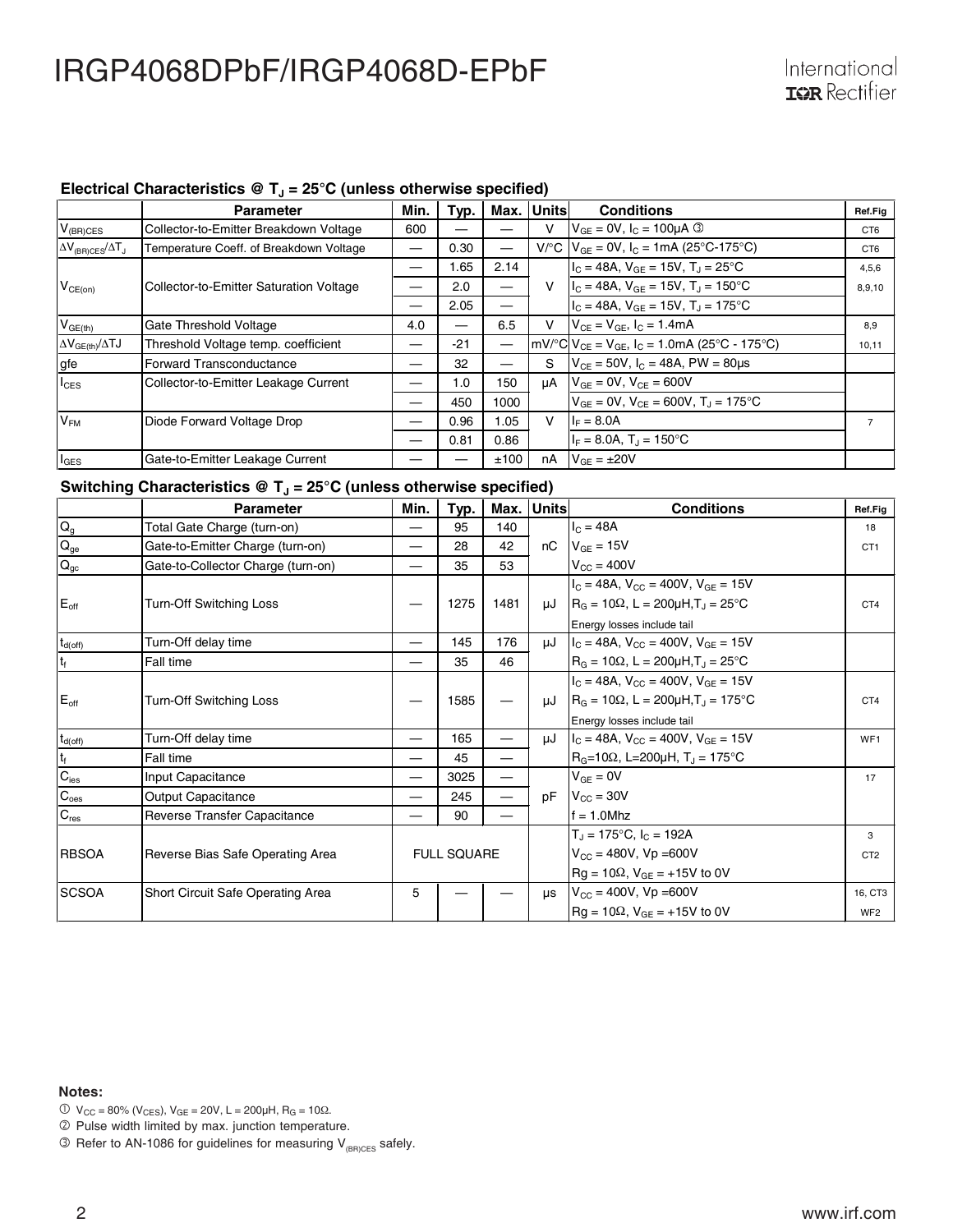### Electrical Characteristics @ $T_J$ = 25°C (unless otherwise specified)

| | Parameter | Min. | Typ. | Max. | Units | Conditions | Ref.Fig |
|---|---|---|---|---|---|---|---|
| $V_{(BR)CES}$ | Collector-to-Emitter Breakdown Voltage | 600 | — | — | V | $V_{GE}$ = 0V, $I_C$ = 100μA ③ | CT6 |
| $\Delta V_{(BR)CES}/\Delta T_J$ | Temperature Coeff. of Breakdown Voltage | — | 0.30 | — | V/°C | $V_{GE}$ = 0V, $I_C$ = 1mA (25°C-175°C) | CT6 |
| $V_{CE(on)}$ | Collector-to-Emitter Saturation Voltage | — | 1.65 | 2.14 | V | $I_C$ = 48A, $V_{GE}$ = 15V, $T_J$ = 25°C | 4,5,6 |
| | | — | 2.0 | — | | $I_C$ = 48A, $V_{GE}$ = 15V, $T_J$ = 150°C | 8,9,10 |
| | | — | 2.05 | — | | $I_C$ = 48A, $V_{GE}$ = 15V, $T_J$ = 175°C | |
| $V_{GE(th)}$ | Gate Threshold Voltage | 4.0 | — | 6.5 | V | $V_{CE}$ = $V_{GE}$, $I_C$ = 1.4mA | 8,9 |
| $\Delta V_{GE(th)}/\Delta TJ$ | Threshold Voltage temp. coefficient | — | -21 | — | mV/°C | $V_{CE}$ = $V_{GE}$, $I_C$ = 1.0mA (25°C - 175°C) | 10,11 |
| gfe | Forward Transconductance | — | 32 | — | S | $V_{CE}$ = 50V, $I_C$ = 48A, PW = 80μs | |
| $I_{CES}$ | Collector-to-Emitter Leakage Current | — | 1.0 | 150 | μA | $V_{GE}$ = 0V, $V_{CE}$ = 600V | |
| | | — | 450 | 1000 | | $V_{GE}$ = 0V, $V_{CE}$ = 600V, $T_J$ = 175°C | |
| $V_{FM}$ | Diode Forward Voltage Drop | — | 0.96 | 1.05 | V | $I_F$ = 8.0A | 7 |
| | | — | 0.81 | 0.86 | | $I_F$ = 8.0A, $T_J$ = 150°C | |
| $I_{GES}$ | Gate-to-Emitter Leakage Current | — | — | ±100 | nA | $V_{GE}$ = ±20V | |

### Switching Characteristics @ $T_J$ = 25°C (unless otherwise specified)

| | Parameter | Min. | Typ. | Max. | Units | Conditions | Ref.Fig |
|---|---|---|---|---|---|---|---|
| $Q_g$ | Total Gate Charge (turn-on) | — | 95 | 140 | nC | $I_C$ = 48A | 18 |
| $Q_{ge}$ | Gate-to-Emitter Charge (turn-on) | — | 28 | 42 | | $V_{GE}$ = 15V | CT1 |
| $Q_{gc}$ | Gate-to-Collector Charge (turn-on) | — | 35 | 53 | | $V_{CC}$ = 400V | |
| $E_{off}$ | Turn-Off Switching Loss | — | 1275 | 1481 | μJ | $I_C$ = 48A, $V_{CC}$ = 400V, $V_{GE}$ = 15V<br>$R_G$ = 10Ω, L = 200μH, $T_J$ = 25°C<br>Energy losses include tail | CT4 |
| $t_{d(off)}$ | Turn-Off delay time | — | 145 | 176 | μJ | $I_C$ = 48A, $V_{CC}$ = 400V, $V_{GE}$ = 15V | |
| $t_f$ | Fall time | — | 35 | 46 | | $R_G$ = 10Ω, L = 200μH, $T_J$ = 25°C | |
| $E_{off}$ | Turn-Off Switching Loss | — | 1585 | — | μJ | $I_C$ = 48A, $V_{CC}$ = 400V, $V_{GE}$ = 15V<br>$R_G$ = 10Ω, L = 200μH, $T_J$ = 175°C<br>Energy losses include tail | CT4 |
| $t_{d(off)}$ | Turn-Off delay time | — | 165 | — | μJ | $I_C$ = 48A, $V_{CC}$ = 400V, $V_{GE}$ = 15V | WF1 |
| $t_f$ | Fall time | — | 45 | — | | $R_G$=10Ω, L=200μH, $T_J$ = 175°C | |
| $C_{ies}$ | Input Capacitance | — | 3025 | — | pF | $V_{GE}$ = 0V | 17 |
| $C_{oes}$ | Output Capacitance | — | 245 | — | | $V_{CC}$ = 30V | |
| $C_{res}$ | Reverse Transfer Capacitance | — | 90 | — | | f = 1.0Mhz | |
| RBSOA | Reverse Bias Safe Operating Area | FULL SQUARE | | | | $T_J$ = 175°C, $I_C$ = 192A<br>$V_{CC}$ = 480V, Vp =600V<br>Rg = 10Ω, $V_{GE}$ = +15V to 0V | 3<br>CT2 |
| SCSOA | Short Circuit Safe Operating Area | 5 | — | — | μs | $V_{CC}$ = 400V, Vp =600V<br>Rg = 10Ω, $V_{GE}$ = +15V to 0V | 16, CT3<br>WF2 |

**Notes:**

① $V_{CC}$ = 80% ($V_{CES}$), $V_{GE}$ = 20V, L = 200μH, $R_G$ = 10Ω.

② Pulse width limited by max. junction temperature.

③ Refer to AN-1086 for guidelines for measuring $V_{(BR)CES}$ safely.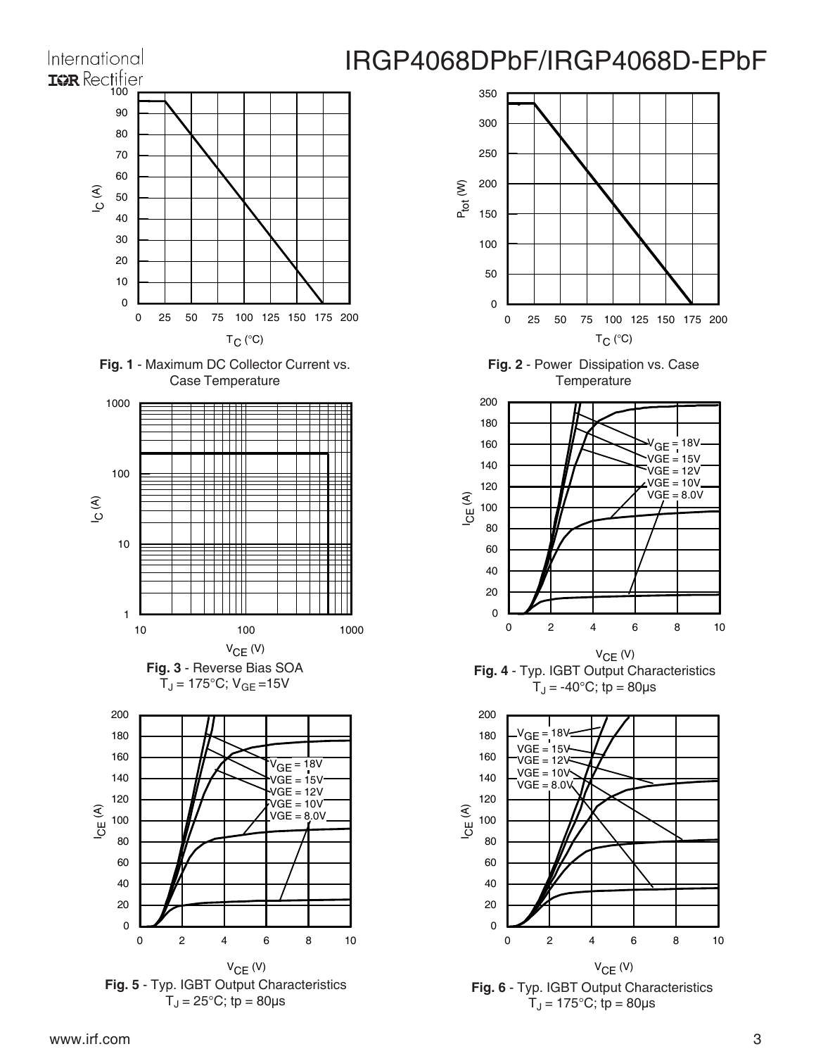**Fig. 1** - Maximum DC Collector Current vs. Case Temperature

**Fig. 2** - Power Dissipation vs. Case Temperature

**Fig. 3** - Reverse Bias SOA
$T_J = 175°C$; $V_{GE} = 15V$

**Fig. 4** - Typ. IGBT Output Characteristics
$T_J = -40°C$; tp = 80µs

**Fig. 5** - Typ. IGBT Output Characteristics
$T_J = 25°C$; tp = 80µs

**Fig. 6** - Typ. IGBT Output Characteristics
$T_J = 175°C$; tp = 80µs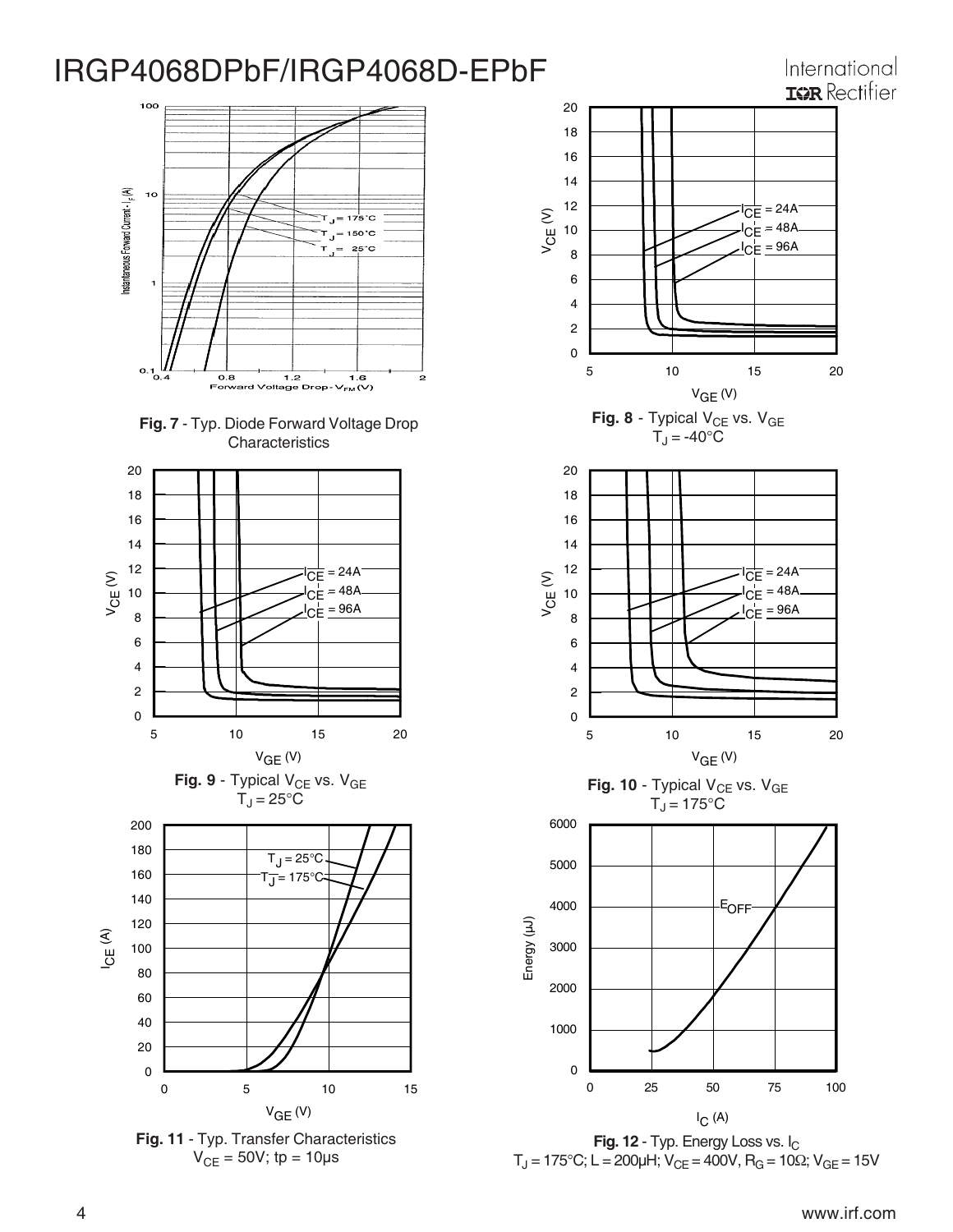Fig. 7 - Typ. Diode Forward Voltage Drop Characteristics

Fig. 8 - Typical $V_{CE}$ vs. $V_{GE}$
$T_J = -40°C$

Fig. 9 - Typical $V_{CE}$ vs. $V_{GE}$
$T_J = 25°C$

Fig. 10 - Typical $V_{CE}$ vs. $V_{GE}$
$T_J = 175°C$

Fig. 11 - Typ. Transfer Characteristics
$V_{CE} = 50V$; tp = 10µs

Fig. 12 - Typ. Energy Loss vs. $I_C$
$T_J = 175°C$; L = 200µH; $V_{CE} = 400V$, $R_G = 10\Omega$; $V_{GE} = 15V$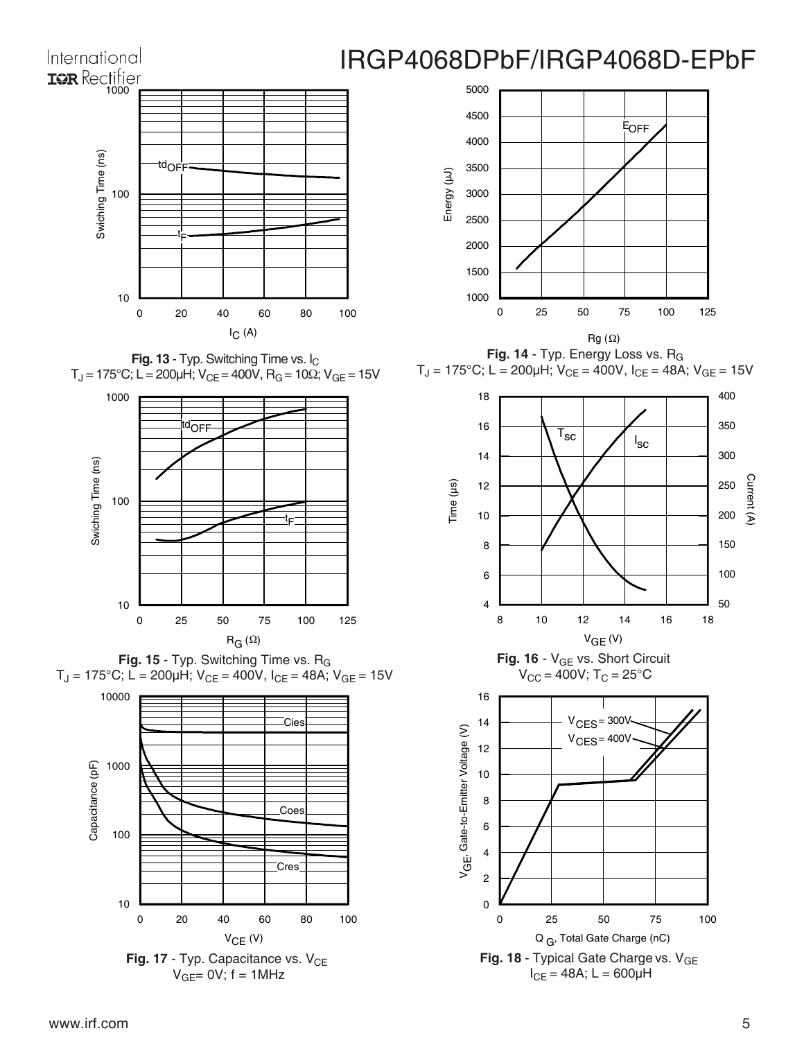**Fig. 13** - Typ. Switching Time vs. $I_C$
$T_J = 175°C$; $L = 200µH$; $V_{CE} = 400V$, $R_G = 10Ω$; $V_{GE} = 15V$

**Fig. 14** - Typ. Energy Loss vs. $R_G$
$T_J = 175°C$; $L = 200µH$; $V_{CE} = 400V$, $I_{CE} = 48A$; $V_{GE} = 15V$

**Fig. 15** - Typ. Switching Time vs. $R_G$
$T_J = 175°C$; $L = 200µH$; $V_{CE} = 400V$, $I_{CE} = 48A$; $V_{GE} = 15V$

**Fig. 16** - $V_{GE}$ vs. Short Circuit
$V_{CC} = 400V$; $T_C = 25°C$

**Fig. 17** - Typ. Capacitance vs. $V_{CE}$
$V_{GE} = 0V$; $f = 1MHz$

**Fig. 18** - Typical Gate Charge vs. $V_{GE}$
$I_{CE} = 48A$; $L = 600µH$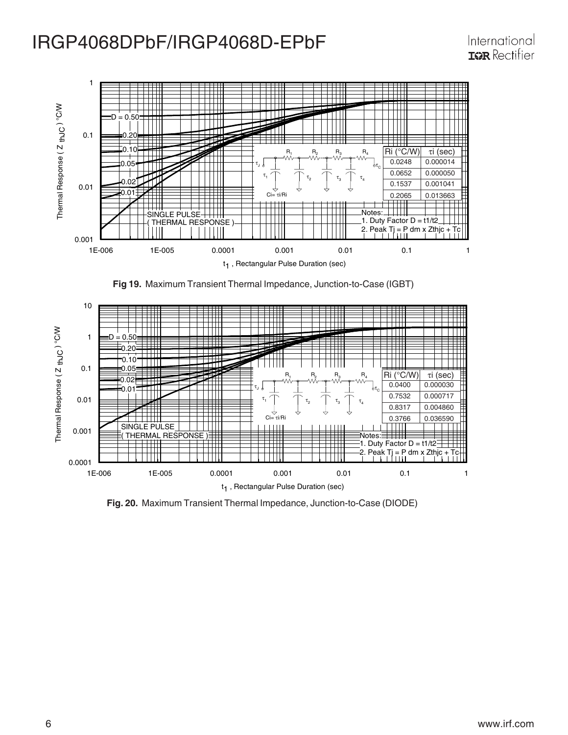| Ri (°C/W) | τi (sec) |
| --- | --- |
| 0.0248 | 0.000014 |
| 0.0652 | 0.000050 |
| 0.1537 | 0.001041 |
| 0.2065 | 0.013663 |

Ci= τi/Ri

Notes:
1. Duty Factor D = t1/t2
2. Peak Tj = P dm x Zthjc + Tc

**Fig 19.** Maximum Transient Thermal Impedance, Junction-to-Case (IGBT)

| Ri (°C/W) | τi (sec) |
| --- | --- |
| 0.0400 | 0.000030 |
| 0.7532 | 0.000717 |
| 0.8317 | 0.004860 |
| 0.3766 | 0.036590 |

Ci= τi/Ri

Notes:
1. Duty Factor D = t1/t2
2. Peak Tj = P dm x Zthjc + Tc

**Fig. 20.** Maximum Transient Thermal Impedance, Junction-to-Case (DIODE)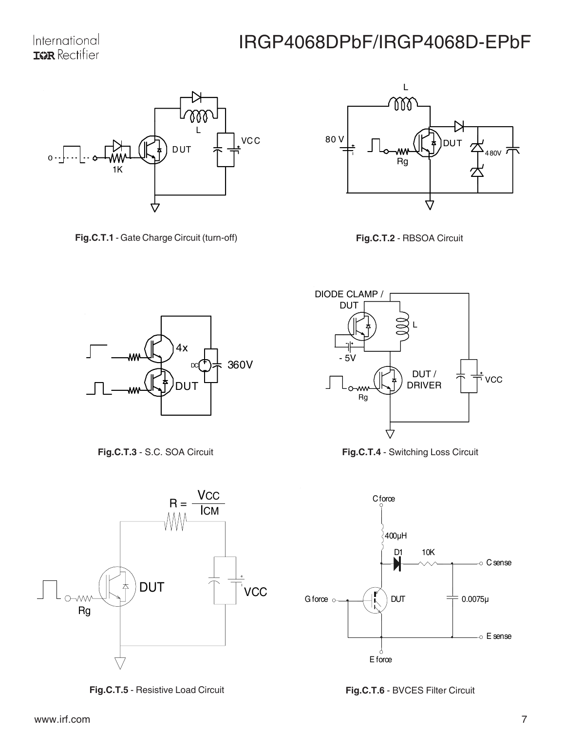**Fig.C.T.1** - Gate Charge Circuit (turn-off)

**Fig.C.T.2** - RBSOA Circuit

**Fig.C.T.3** - S.C. SOA Circuit

**Fig.C.T.4** - Switching Loss Circuit

**Fig.C.T.5** - Resistive Load Circuit

**Fig.C.T.6** - BVCES Filter Circuit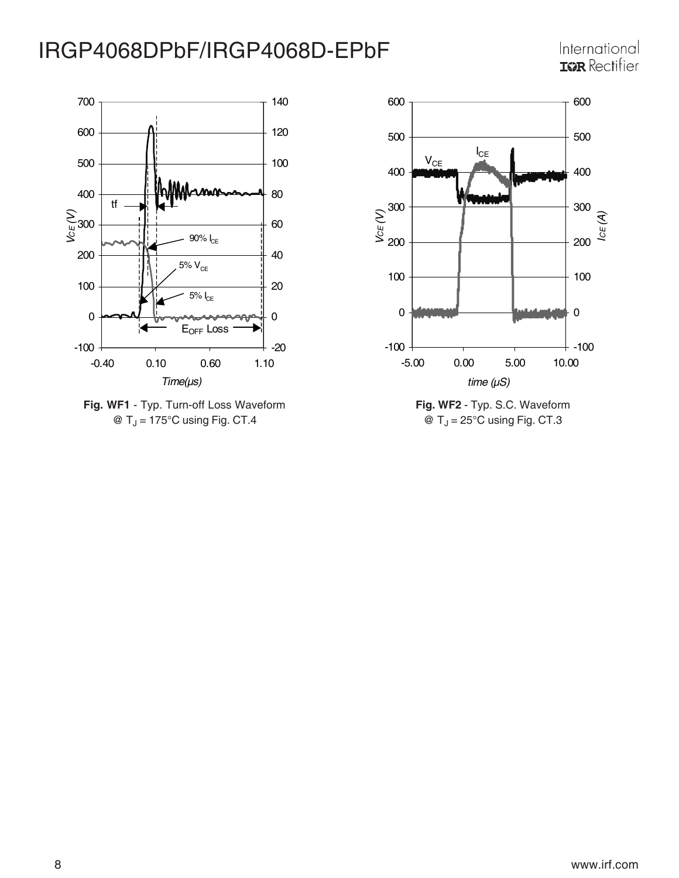**Fig. WF1** - Typ. Turn-off Loss Waveform @ $T_J$ = 175°C using Fig. CT.4

**Fig. WF2** - Typ. S.C. Waveform @ $T_J$ = 25°C using Fig. CT.3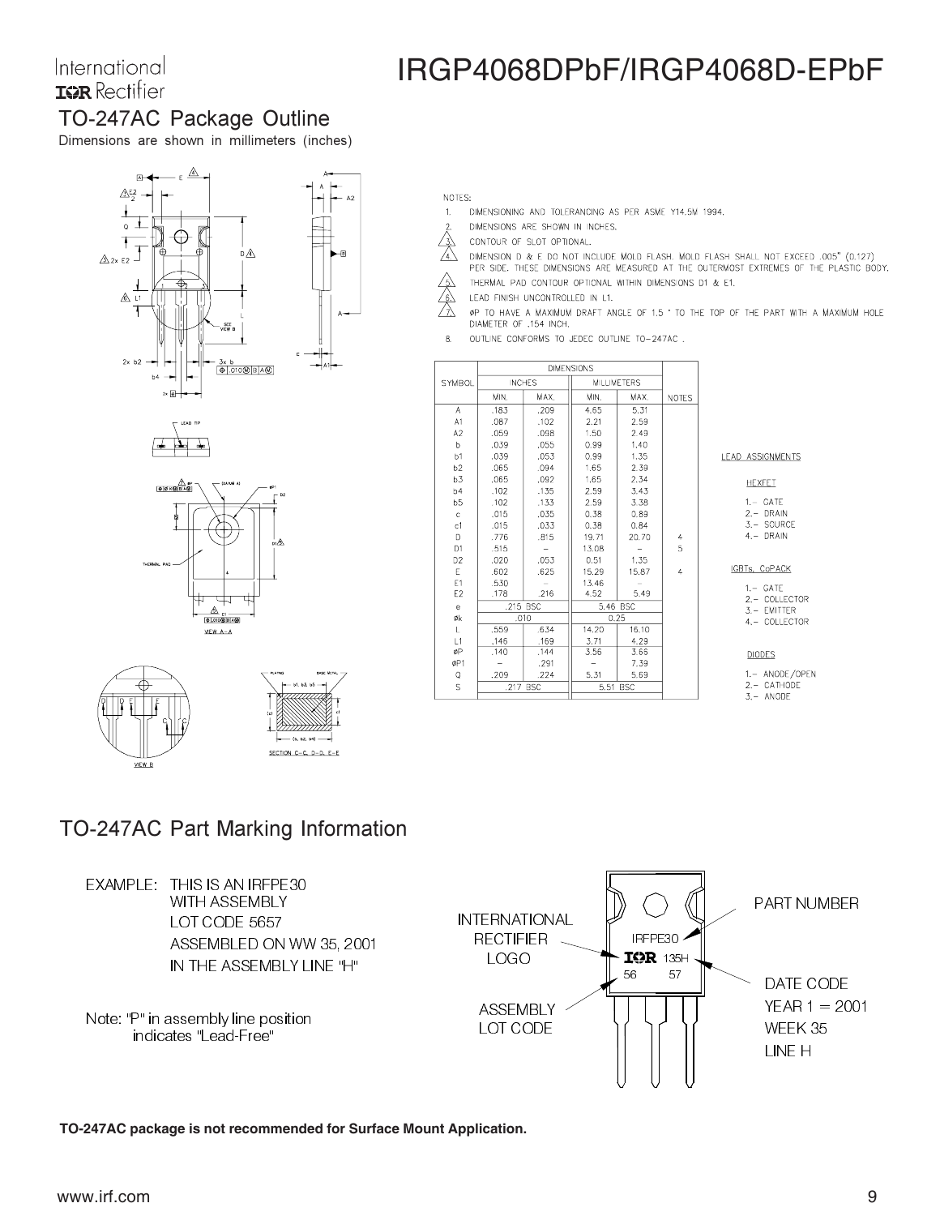## TO-247AC Package Outline

Dimensions are shown in millimeters (inches)

NOTES:

1. DIMENSIONING AND TOLERANCING AS PER ASME Y14.5M 1994.
2. DIMENSIONS ARE SHOWN IN INCHES.
3. CONTOUR OF SLOT OPTIONAL.
4. DIMENSION D & E DO NOT INCLUDE MOLD FLASH. MOLD FLASH SHALL NOT EXCEED .005" (0.127) PER SIDE. THESE DIMENSIONS ARE MEASURED AT THE OUTERMOST EXTREMES OF THE PLASTIC BODY.
5. THERMAL PAD CONTOUR OPTIONAL WITHIN DIMENSIONS D1 & E1.
6. LEAD FINISH UNCONTROLLED IN L1.
7. ØP TO HAVE A MAXIMUM DRAFT ANGLE OF 1.5 ° TO THE TOP OF THE PART WITH A MAXIMUM HOLE DIAMETER OF .154 INCH.
8. OUTLINE CONFORMS TO JEDEC OUTLINE TO-247AC .

| SYMBOL | DIMENSIONS | | | | NOTES |
|---|---|---|---|---|---|
| | INCHES | | MILLIMETERS | | |
| | MIN. | MAX. | MIN. | MAX. | |
| A | .183 | .209 | 4.65 | 5.31 | |
| A1 | .087 | .102 | 2.21 | 2.59 | |
| A2 | .059 | .098 | 1.50 | 2.49 | |
| b | .039 | .055 | 0.99 | 1.40 | |
| b1 | .039 | .053 | 0.99 | 1.35 | |
| b2 | .065 | .094 | 1.65 | 2.39 | |
| b3 | .065 | .092 | 1.65 | 2.34 | |
| b4 | .102 | .135 | 2.59 | 3.43 | |
| b5 | .102 | .133 | 2.59 | 3.38 | |
| c | .015 | .035 | 0.38 | 0.89 | |
| c1 | .015 | .033 | 0.38 | 0.84 | |
| D | .776 | .815 | 19.71 | 20.70 | 4 |
| D1 | .515 | – | 13.08 | – | 5 |
| D2 | .020 | .053 | 0.51 | 1.35 | |
| E | .602 | .625 | 15.29 | 15.87 | 4 |
| E1 | .530 | – | 13.46 | – | |
| E2 | .178 | .216 | 4.52 | 5.49 | |
| e | .215 BSC | | 5.46 BSC | | |
| Øk | .010 | | 0.25 | | |
| L | .559 | .634 | 14.20 | 16.10 | |
| L1 | .146 | .169 | 3.71 | 4.29 | |
| ØP | .140 | .144 | 3.56 | 3.66 | |
| ØP1 | – | .291 | – | 7.39 | |
| Q | .209 | .224 | 5.31 | 5.69 | |
| S | .217 BSC | | 5.51 BSC | | |

LEAD ASSIGNMENTS

HEXFET

1.- GATE
2.- DRAIN
3.- SOURCE
4.- DRAIN

IGBTs, CoPACK

1.- GATE
2.- COLLECTOR
3.- EMITTER
4.- COLLECTOR

DIODES

1.- ANODE/OPEN
2.- CATHODE
3.- ANODE

## TO-247AC Part Marking Information

EXAMPLE: THIS IS AN IRFPE30 WITH ASSEMBLY LOT CODE 5657 ASSEMBLED ON WW 35, 2001 IN THE ASSEMBLY LINE "H"

Note: "P" in assembly line position indicates "Lead-Free"

INTERNATIONAL RECTIFIER LOGO — PART NUMBER — ASSEMBLY LOT CODE — DATE CODE YEAR 1 = 2001 WEEK 35 LINE H

**TO-247AC package is not recommended for Surface Mount Application.**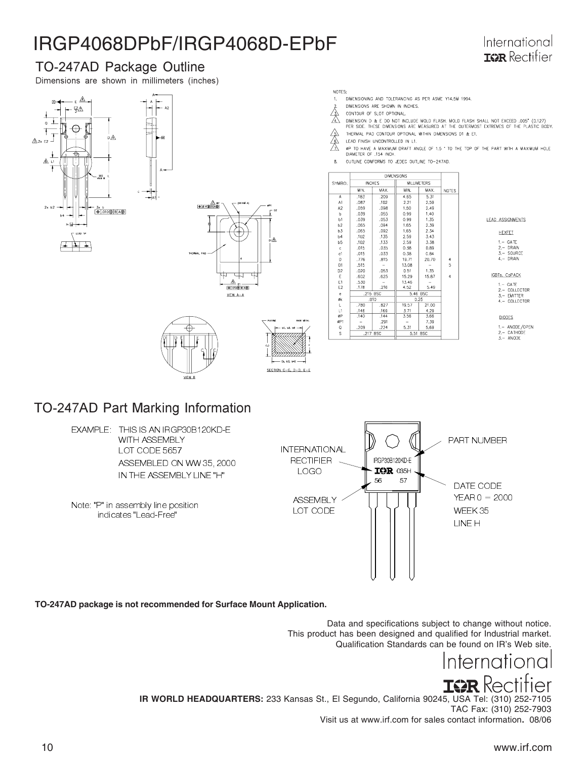## TO-247AD Package Outline

Dimensions are shown in millimeters (inches)

NOTES:

1. DIMENSIONING AND TOLERANCING AS PER ASME Y14.5M 1994.
2. DIMENSIONS ARE SHOWN IN INCHES.
3. CONTOUR OF SLOT OPTIONAL.
4. DIMENSION D & E DO NOT INCLUDE MOLD FLASH. MOLD FLASH SHALL NOT EXCEED .005" (0.127) PER SIDE. THESE DIMENSIONS ARE MEASURED AT THE OUTERMOST EXTREMES OF THE PLASTIC BODY.
5. THERMAL PAD CONTOUR OPTIONAL WITHIN DIMENSIONS D1 & E1.
6. LEAD FINISH UNCONTROLLED IN L1.
7. ØP TO HAVE A MAXIMUM DRAFT ANGLE OF 1.5 ° TO THE TOP OF THE PART WITH A MAXIMUM HOLE DIAMETER OF .154 INCH.
8. OUTLINE CONFORMS TO JEDEC OUTLINE TO-247AD.

| SYMBOL | DIMENSIONS INCHES MIN. | INCHES MAX. | MILLIMETERS MIN. | MILLIMETERS MAX. | NOTES |
|---|---|---|---|---|---|
| A | .183 | .209 | 4.65 | 5.31 | |
| A1 | .087 | .102 | 2.21 | 2.59 | |
| A2 | .059 | .098 | 1.50 | 2.49 | |
| b | .039 | .055 | 0.99 | 1.40 | |
| b1 | .039 | .053 | 0.99 | 1.35 | |
| b2 | .065 | .094 | 1.65 | 2.39 | |
| b3 | .065 | .092 | 1.65 | 2.34 | |
| b4 | .102 | .135 | 2.59 | 3.43 | |
| b5 | .102 | .133 | 2.59 | 3.38 | |
| c | .015 | .035 | 0.38 | 0.89 | |
| c1 | .015 | .033 | 0.38 | 0.84 | |
| D | .776 | .815 | 19.71 | 20.70 | 4 |
| D1 | .515 | – | 13.08 | – | 5 |
| D2 | .020 | .053 | 0.51 | 1.35 | |
| E | .602 | .625 | 15.29 | 15.87 | 4 |
| E1 | .530 | – | 13.46 | – | |
| E2 | .178 | .216 | 4.52 | 5.49 | |
| e | .215 BSC | | 5.46 BSC | | |
| Øk | .010 | | 0.25 | | |
| L | .780 | .827 | 19.57 | 21.00 | |
| L1 | .146 | .169 | 3.71 | 4.29 | |
| ØP | .140 | .144 | 3.56 | 3.66 | |
| ØP1 | – | .291 | – | 7.39 | |
| Q | .209 | .224 | 5.31 | 5.69 | |
| S | .217 BSC | | 5.51 BSC | | |

LEAD ASSIGNMENTS

HEXFET
1.– GATE
2.– DRAIN
3.– SOURCE
4.– DRAIN

IGBTs, CoPACK
1.– GATE
2.– COLLECTOR
3.– EMITTER
4.– COLLECTOR

DIODES
1.– ANODE/OPEN
2.– CATHODE
3.– ANODE

## TO-247AD Part Marking Information

EXAMPLE: THIS IS AN IRGP30B120KD-E WITH ASSEMBLY LOT CODE 5657 ASSEMBLED ON WW 35, 2000 IN THE ASSEMBLY LINE "H"

Note: "P" in assembly line position indicates "Lead-Free"

INTERNATIONAL RECTIFIER LOGO

ASSEMBLY LOT CODE

PART NUMBER

IRGP30B120KD-E

035H

56 57

DATE CODE
YEAR 0 = 2000
WEEK 35
LINE H

**TO-247AD package is not recommended for Surface Mount Application.**

Data and specifications subject to change without notice.
This product has been designed and qualified for Industrial market.
Qualification Standards can be found on IR's Web site.

International Rectifier

**IR WORLD HEADQUARTERS:** 233 Kansas St., El Segundo, California 90245, USA Tel: (310) 252-7105
TAC Fax: (310) 252-7903
Visit us at www.irf.com for sales contact information. 08/06